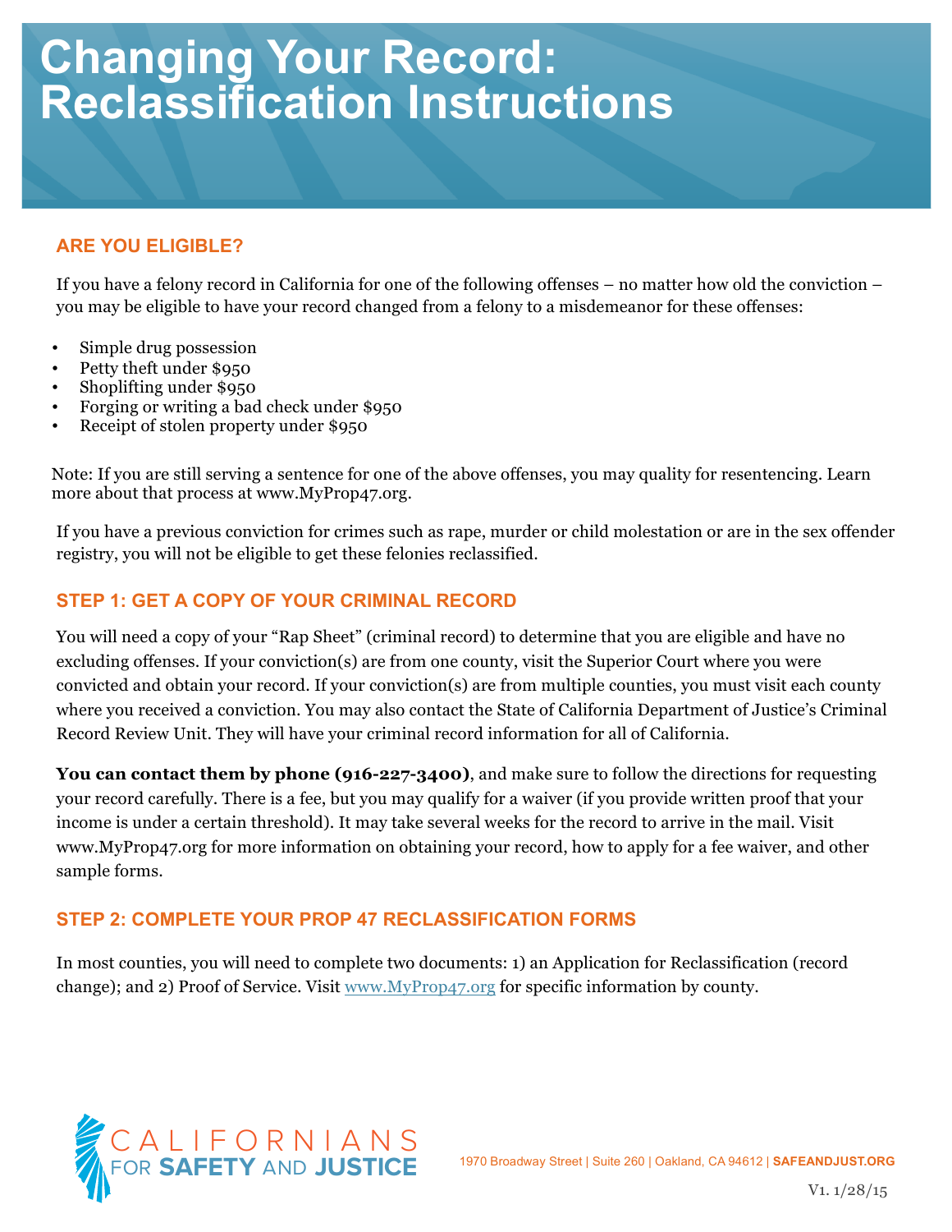# Changing Your Record: Reclassification Instructions

## ARE YOU ELIGIBLE?

If you have a felony record in California for one of the following offenses – no matter how old the conviction – you may be eligible to have your record changed from a felony to a misdemeanor for these offenses:

- Simple drug possession
- Petty theft under $950
- Shoplifting under $950
- Forging or writing a bad check under $950
- Receipt of stolen property under $950

Note: If you are still serving a sentence for one of the above offenses, you may quality for resentencing. Learn more about that process at www.MyProp47.org.

If you have a previous conviction for crimes such as rape, murder or child molestation or are in the sex offender registry, you will not be eligible to get these felonies reclassified.

## STEP 1: GET A COPY OF YOUR CRIMINAL RECORD

You will need a copy of your "Rap Sheet" (criminal record) to determine that you are eligible and have no excluding offenses. If your conviction(s) are from one county, visit the Superior Court where you were convicted and obtain your record. If your conviction(s) are from multiple counties, you must visit each county where you received a conviction. You may also contact the State of California Department of Justice's Criminal Record Review Unit. They will have your criminal record information for all of California.

**You can contact them by phone (916-227-3400)**, and make sure to follow the directions for requesting your record carefully. There is a fee, but you may qualify for a waiver (if you provide written proof that your income is under a certain threshold). It may take several weeks for the record to arrive in the mail. Visit www.MyProp47.org for more information on obtaining your record, how to apply for a fee waiver, and other sample forms.

## STEP 2: COMPLETE YOUR PROP 47 RECLASSIFICATION FORMS

In most counties, you will need to complete two documents: 1) an Application for Reclassification (record change); and 2) Proof of Service. Visit www.MyProp47.org for specific information by county.

CALIFORNIANS FOR SAFETY AND JUSTICE

1970 Broadway Street | Suite 260 | Oakland, CA 94612 | **SAFEANDJUST.ORG**

V1. 1/28/15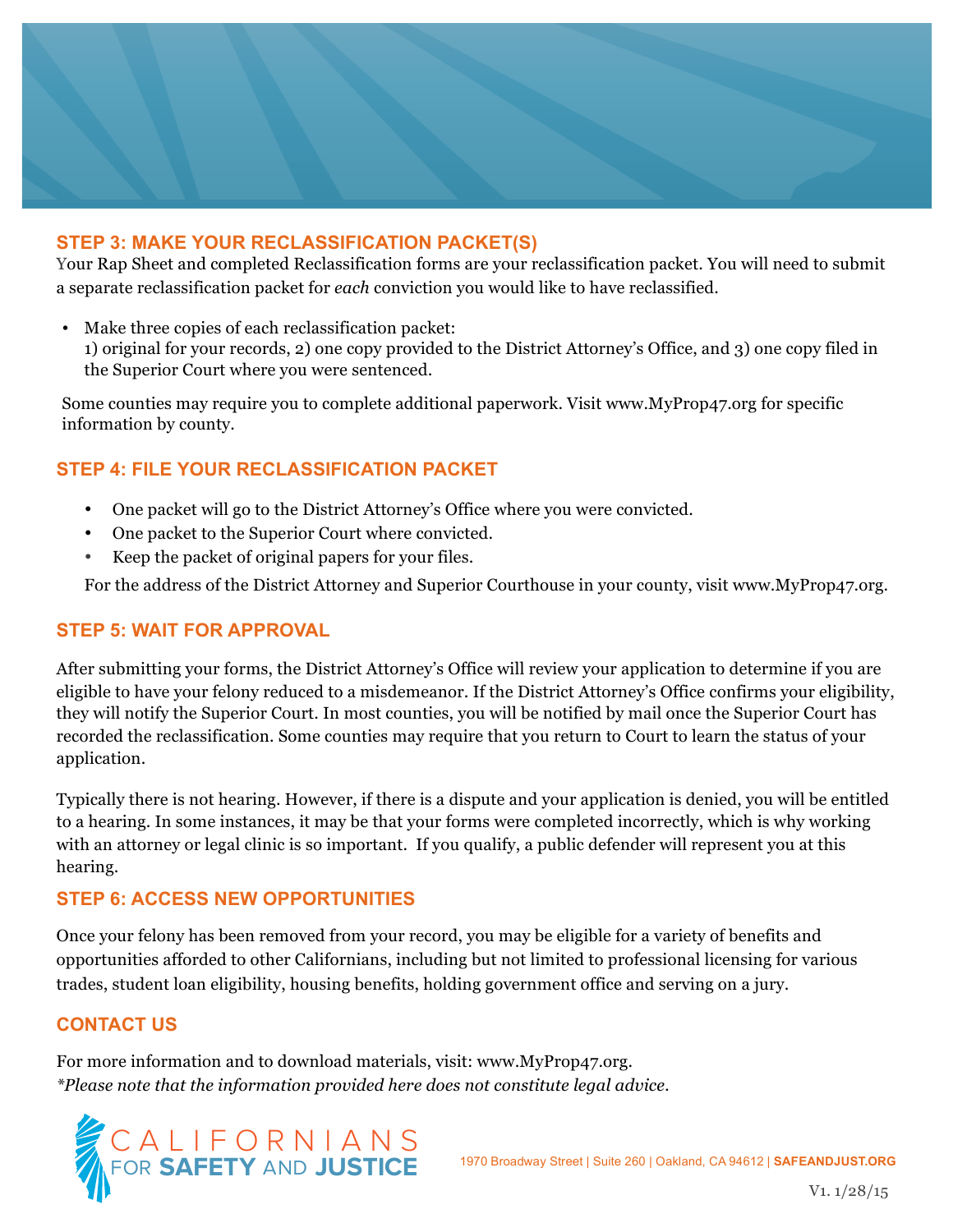## STEP 3: MAKE YOUR RECLASSIFICATION PACKET(S)

Your Rap Sheet and completed Reclassification forms are your reclassification packet. You will need to submit a separate reclassification packet for *each* conviction you would like to have reclassified.

- Make three copies of each reclassification packet:
  1) original for your records, 2) one copy provided to the District Attorney's Office, and 3) one copy filed in the Superior Court where you were sentenced.

Some counties may require you to complete additional paperwork. Visit www.MyProp47.org for specific information by county.

## STEP 4: FILE YOUR RECLASSIFICATION PACKET

- One packet will go to the District Attorney's Office where you were convicted.
- One packet to the Superior Court where convicted.
- Keep the packet of original papers for your files.

For the address of the District Attorney and Superior Courthouse in your county, visit www.MyProp47.org.

## STEP 5: WAIT FOR APPROVAL

After submitting your forms, the District Attorney's Office will review your application to determine if you are eligible to have your felony reduced to a misdemeanor. If the District Attorney's Office confirms your eligibility, they will notify the Superior Court. In most counties, you will be notified by mail once the Superior Court has recorded the reclassification. Some counties may require that you return to Court to learn the status of your application.

Typically there is not hearing. However, if there is a dispute and your application is denied, you will be entitled to a hearing. In some instances, it may be that your forms were completed incorrectly, which is why working with an attorney or legal clinic is so important. If you qualify, a public defender will represent you at this hearing.

## STEP 6: ACCESS NEW OPPORTUNITIES

Once your felony has been removed from your record, you may be eligible for a variety of benefits and opportunities afforded to other Californians, including but not limited to professional licensing for various trades, student loan eligibility, housing benefits, holding government office and serving on a jury.

## CONTACT US

For more information and to download materials, visit: www.MyProp47.org.
*\*Please note that the information provided here does not constitute legal advice.*

CALIFORNIANS FOR **SAFETY** AND **JUSTICE**

1970 Broadway Street | Suite 260 | Oakland, CA 94612 | **SAFEANDJUST.ORG**

V1. 1/28/15